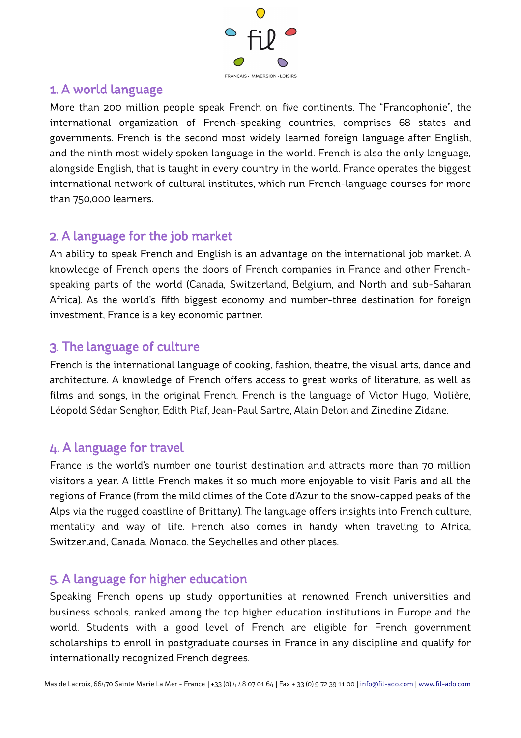## 1. A world language

More than 200 million people speak French on five continents. The "Francophonie", the international organization of French-speaking countries, comprises 68 states and governments. French is the second most widely learned foreign language after English, and the ninth most widely spoken language in the world. French is also the only language, alongside English, that is taught in every country in the world. France operates the biggest international network of cultural institutes, which run French-language courses for more than 750,000 learners.

## 2. A language for the job market

An ability to speak French and English is an advantage on the international job market. A knowledge of French opens the doors of French companies in France and other French-speaking parts of the world (Canada, Switzerland, Belgium, and North and sub-Saharan Africa). As the world's fifth biggest economy and number-three destination for foreign investment, France is a key economic partner.

## 3. The language of culture

French is the international language of cooking, fashion, theatre, the visual arts, dance and architecture. A knowledge of French offers access to great works of literature, as well as films and songs, in the original French. French is the language of Victor Hugo, Molière, Léopold Sédar Senghor, Edith Piaf, Jean-Paul Sartre, Alain Delon and Zinedine Zidane.

## 4. A language for travel

France is the world's number one tourist destination and attracts more than 70 million visitors a year. A little French makes it so much more enjoyable to visit Paris and all the regions of France (from the mild climes of the Cote d'Azur to the snow-capped peaks of the Alps via the rugged coastline of Brittany). The language offers insights into French culture, mentality and way of life. French also comes in handy when traveling to Africa, Switzerland, Canada, Monaco, the Seychelles and other places.

## 5. A language for higher education

Speaking French opens up study opportunities at renowned French universities and business schools, ranked among the top higher education institutions in Europe and the world. Students with a good level of French are eligible for French government scholarships to enroll in postgraduate courses in France in any discipline and qualify for internationally recognized French degrees.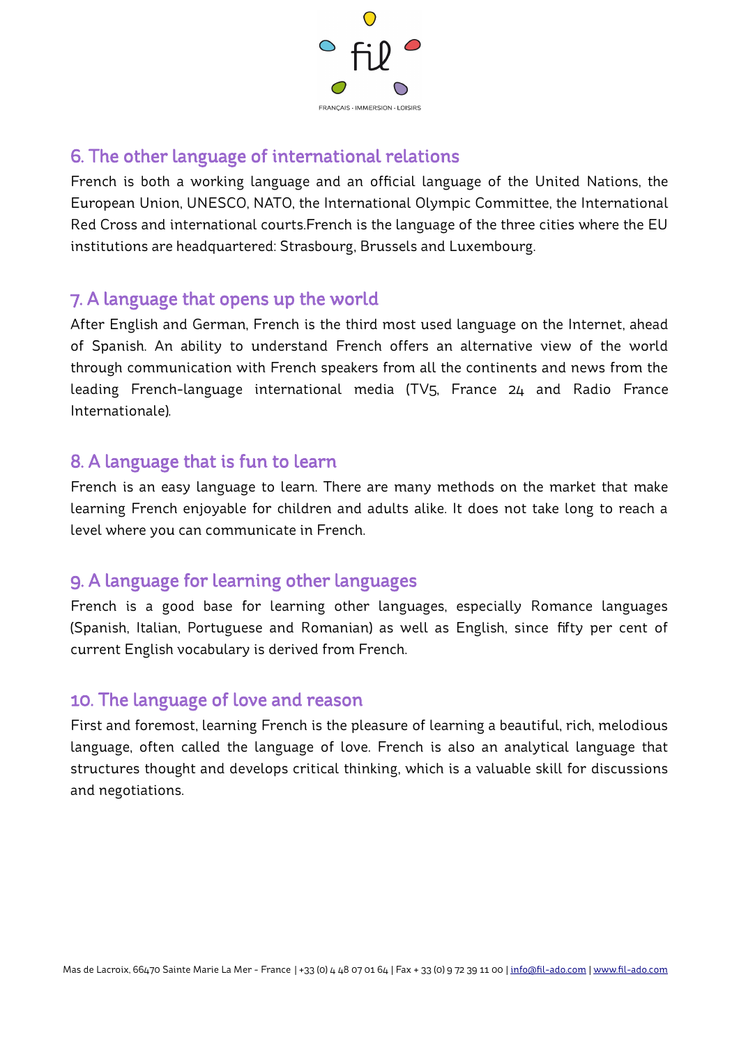## 6. The other language of international relations

French is both a working language and an official language of the United Nations, the European Union, UNESCO, NATO, the International Olympic Committee, the International Red Cross and international courts.French is the language of the three cities where the EU institutions are headquartered: Strasbourg, Brussels and Luxembourg.

## 7. A language that opens up the world

After English and German, French is the third most used language on the Internet, ahead of Spanish. An ability to understand French offers an alternative view of the world through communication with French speakers from all the continents and news from the leading French-language international media (TV5, France 24 and Radio France Internationale).

## 8. A language that is fun to learn

French is an easy language to learn. There are many methods on the market that make learning French enjoyable for children and adults alike. It does not take long to reach a level where you can communicate in French.

## 9. A language for learning other languages

French is a good base for learning other languages, especially Romance languages (Spanish, Italian, Portuguese and Romanian) as well as English, since fifty per cent of current English vocabulary is derived from French.

## 10. The language of love and reason

First and foremost, learning French is the pleasure of learning a beautiful, rich, melodious language, often called the language of love. French is also an analytical language that structures thought and develops critical thinking, which is a valuable skill for discussions and negotiations.